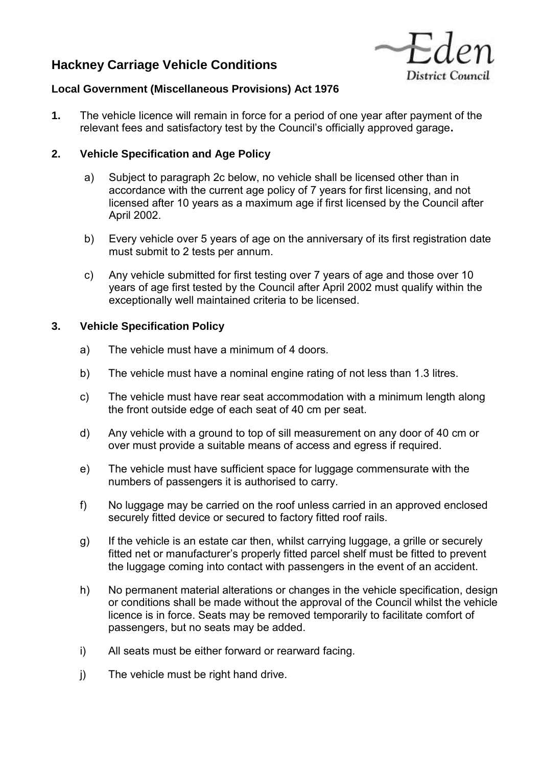# Hackney Carriage Vehicle Conditions

Eden District Council

**Local Government (Miscellaneous Provisions) Act 1976**

**1.** The vehicle licence will remain in force for a period of one year after payment of the relevant fees and satisfactory test by the Council's officially approved garage**.**

**2. Vehicle Specification and Age Policy**

a) Subject to paragraph 2c below, no vehicle shall be licensed other than in accordance with the current age policy of 7 years for first licensing, and not licensed after 10 years as a maximum age if first licensed by the Council after April 2002.

b) Every vehicle over 5 years of age on the anniversary of its first registration date must submit to 2 tests per annum.

c) Any vehicle submitted for first testing over 7 years of age and those over 10 years of age first tested by the Council after April 2002 must qualify within the exceptionally well maintained criteria to be licensed.

**3. Vehicle Specification Policy**

a) The vehicle must have a minimum of 4 doors.

b) The vehicle must have a nominal engine rating of not less than 1.3 litres.

c) The vehicle must have rear seat accommodation with a minimum length along the front outside edge of each seat of 40 cm per seat.

d) Any vehicle with a ground to top of sill measurement on any door of 40 cm or over must provide a suitable means of access and egress if required.

e) The vehicle must have sufficient space for luggage commensurate with the numbers of passengers it is authorised to carry.

f) No luggage may be carried on the roof unless carried in an approved enclosed securely fitted device or secured to factory fitted roof rails.

g) If the vehicle is an estate car then, whilst carrying luggage, a grille or securely fitted net or manufacturer's properly fitted parcel shelf must be fitted to prevent the luggage coming into contact with passengers in the event of an accident.

h) No permanent material alterations or changes in the vehicle specification, design or conditions shall be made without the approval of the Council whilst the vehicle licence is in force. Seats may be removed temporarily to facilitate comfort of passengers, but no seats may be added.

i) All seats must be either forward or rearward facing.

j) The vehicle must be right hand drive.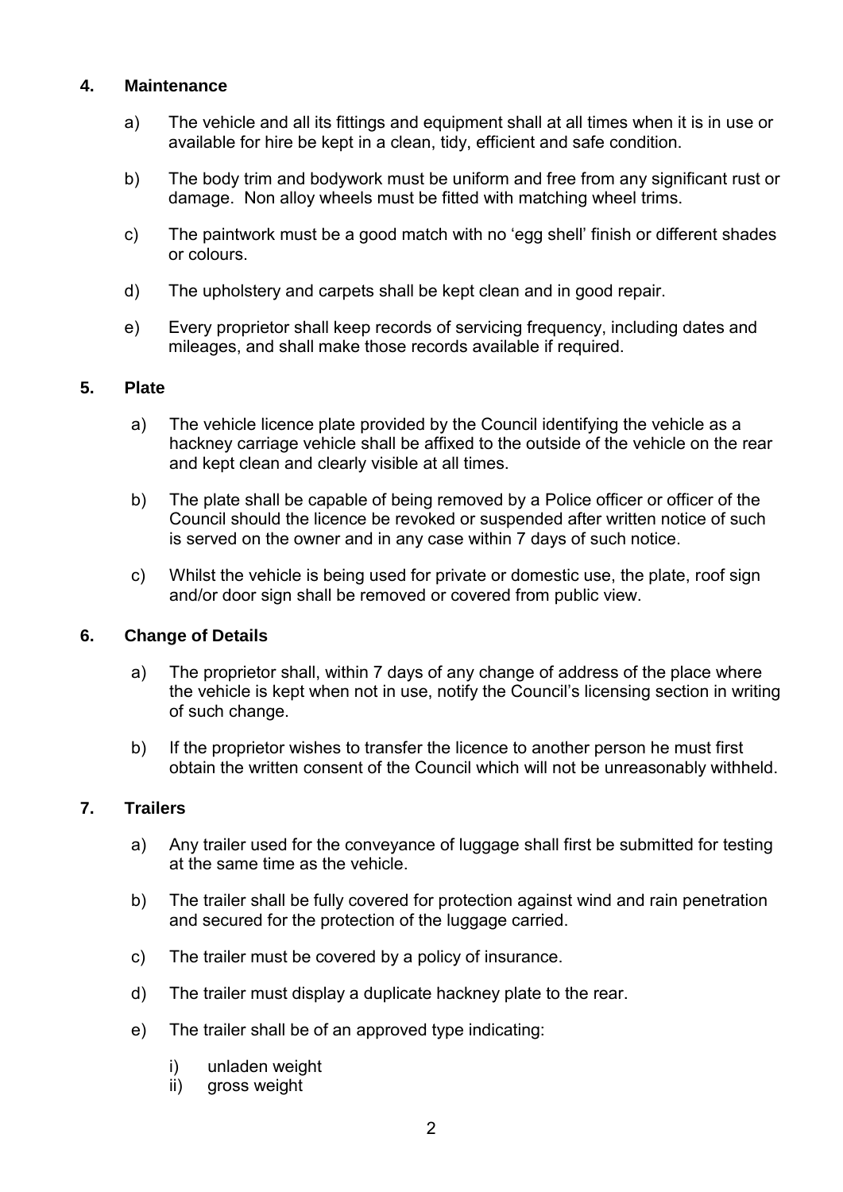## 4. Maintenance

a) The vehicle and all its fittings and equipment shall at all times when it is in use or available for hire be kept in a clean, tidy, efficient and safe condition.

b) The body trim and bodywork must be uniform and free from any significant rust or damage. Non alloy wheels must be fitted with matching wheel trims.

c) The paintwork must be a good match with no 'egg shell' finish or different shades or colours.

d) The upholstery and carpets shall be kept clean and in good repair.

e) Every proprietor shall keep records of servicing frequency, including dates and mileages, and shall make those records available if required.

## 5. Plate

a) The vehicle licence plate provided by the Council identifying the vehicle as a hackney carriage vehicle shall be affixed to the outside of the vehicle on the rear and kept clean and clearly visible at all times.

b) The plate shall be capable of being removed by a Police officer or officer of the Council should the licence be revoked or suspended after written notice of such is served on the owner and in any case within 7 days of such notice.

c) Whilst the vehicle is being used for private or domestic use, the plate, roof sign and/or door sign shall be removed or covered from public view.

## 6. Change of Details

a) The proprietor shall, within 7 days of any change of address of the place where the vehicle is kept when not in use, notify the Council's licensing section in writing of such change.

b) If the proprietor wishes to transfer the licence to another person he must first obtain the written consent of the Council which will not be unreasonably withheld.

## 7. Trailers

a) Any trailer used for the conveyance of luggage shall first be submitted for testing at the same time as the vehicle.

b) The trailer shall be fully covered for protection against wind and rain penetration and secured for the protection of the luggage carried.

c) The trailer must be covered by a policy of insurance.

d) The trailer must display a duplicate hackney plate to the rear.

e) The trailer shall be of an approved type indicating:

   i) unladen weight
   ii) gross weight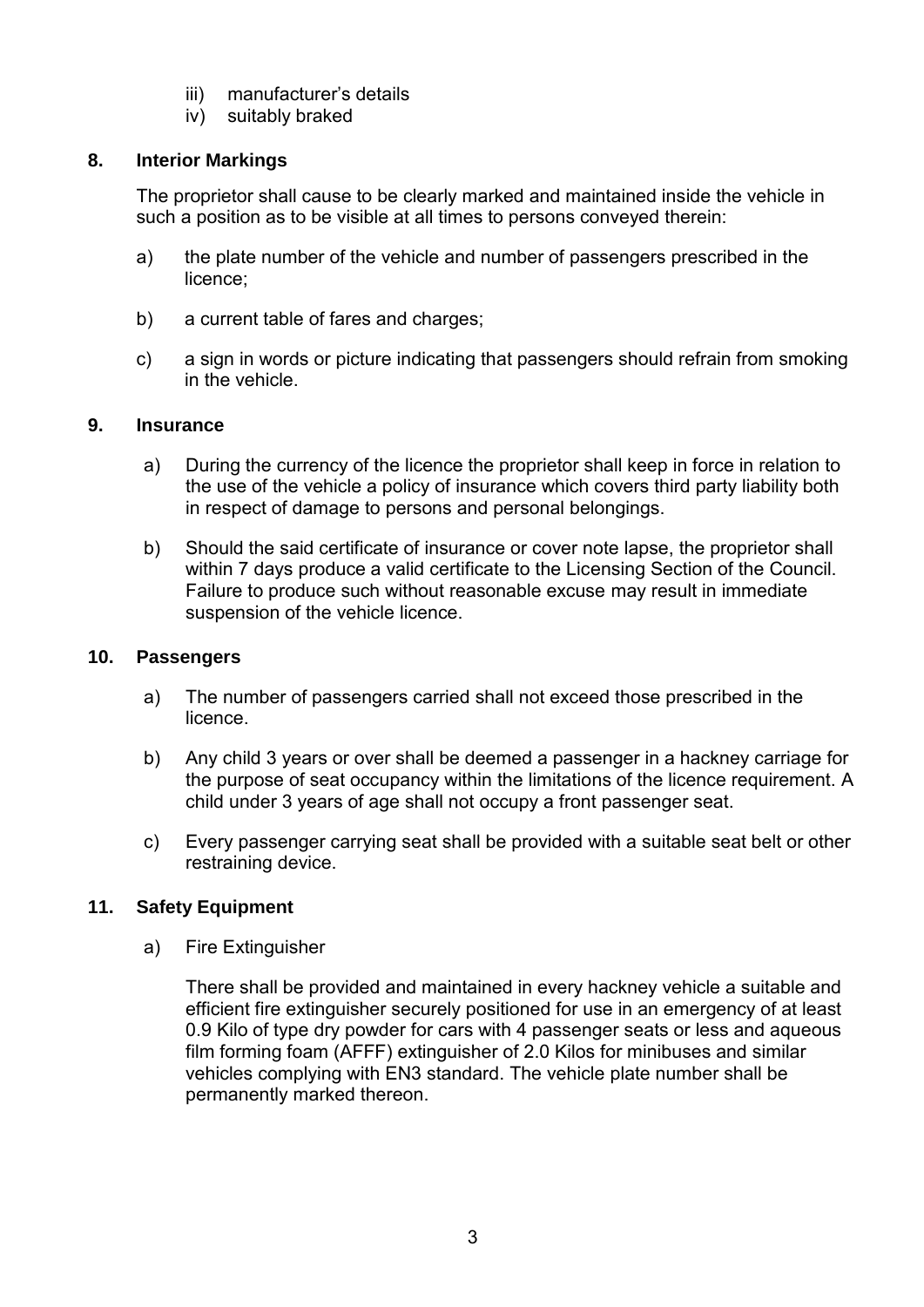iii) manufacturer's details
iv) suitably braked

## 8. Interior Markings

The proprietor shall cause to be clearly marked and maintained inside the vehicle in such a position as to be visible at all times to persons conveyed therein:

a) the plate number of the vehicle and number of passengers prescribed in the licence;

b) a current table of fares and charges;

c) a sign in words or picture indicating that passengers should refrain from smoking in the vehicle.

## 9. Insurance

a) During the currency of the licence the proprietor shall keep in force in relation to the use of the vehicle a policy of insurance which covers third party liability both in respect of damage to persons and personal belongings.

b) Should the said certificate of insurance or cover note lapse, the proprietor shall within 7 days produce a valid certificate to the Licensing Section of the Council. Failure to produce such without reasonable excuse may result in immediate suspension of the vehicle licence.

## 10. Passengers

a) The number of passengers carried shall not exceed those prescribed in the licence.

b) Any child 3 years or over shall be deemed a passenger in a hackney carriage for the purpose of seat occupancy within the limitations of the licence requirement. A child under 3 years of age shall not occupy a front passenger seat.

c) Every passenger carrying seat shall be provided with a suitable seat belt or other restraining device.

## 11. Safety Equipment

a) Fire Extinguisher

There shall be provided and maintained in every hackney vehicle a suitable and efficient fire extinguisher securely positioned for use in an emergency of at least 0.9 Kilo of type dry powder for cars with 4 passenger seats or less and aqueous film forming foam (AFFF) extinguisher of 2.0 Kilos for minibuses and similar vehicles complying with EN3 standard. The vehicle plate number shall be permanently marked thereon.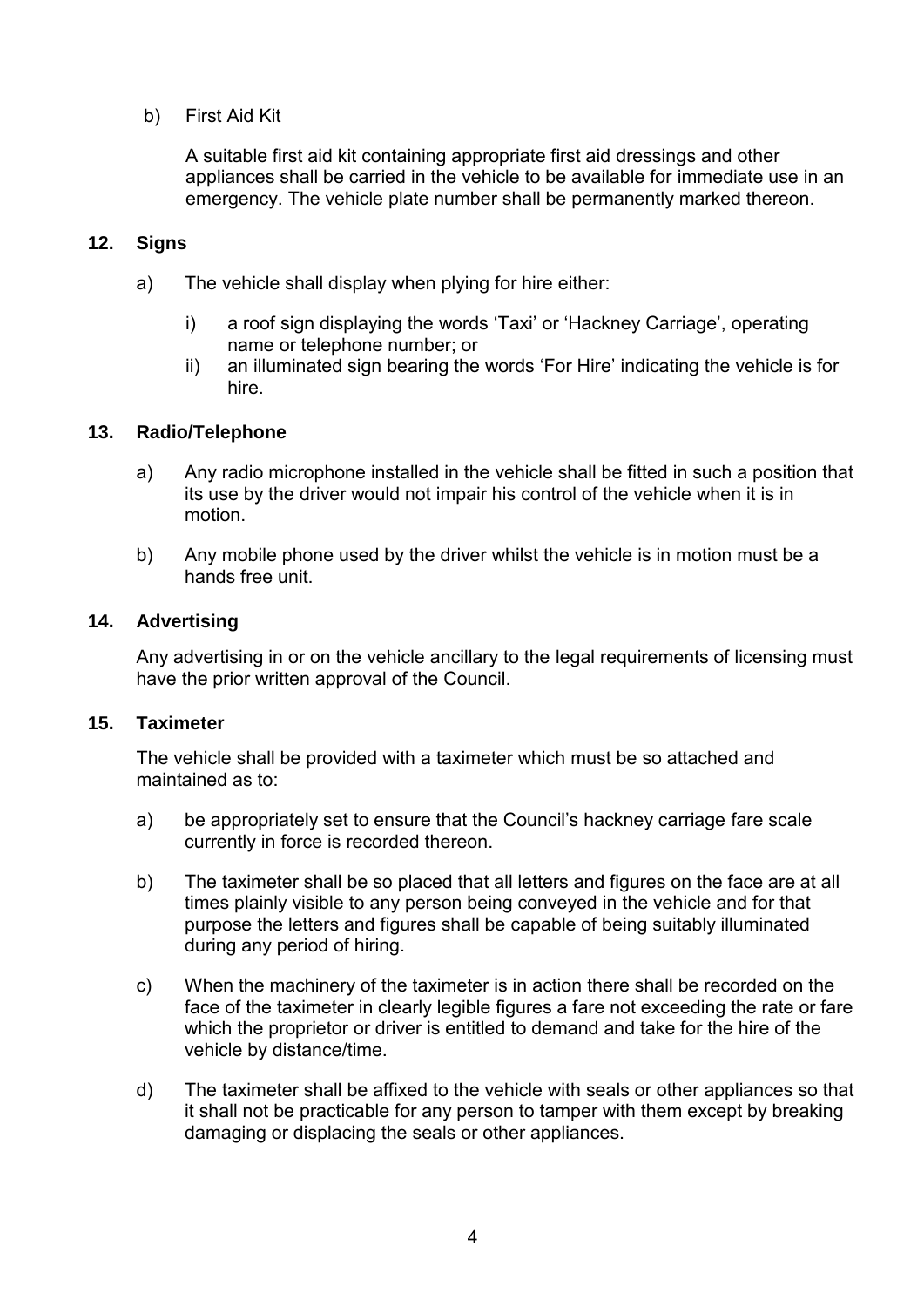b) First Aid Kit

A suitable first aid kit containing appropriate first aid dressings and other appliances shall be carried in the vehicle to be available for immediate use in an emergency. The vehicle plate number shall be permanently marked thereon.

## 12. Signs

a) The vehicle shall display when plying for hire either:

   i) a roof sign displaying the words 'Taxi' or 'Hackney Carriage', operating name or telephone number; or

   ii) an illuminated sign bearing the words 'For Hire' indicating the vehicle is for hire.

## 13. Radio/Telephone

a) Any radio microphone installed in the vehicle shall be fitted in such a position that its use by the driver would not impair his control of the vehicle when it is in motion.

b) Any mobile phone used by the driver whilst the vehicle is in motion must be a hands free unit.

## 14. Advertising

Any advertising in or on the vehicle ancillary to the legal requirements of licensing must have the prior written approval of the Council.

## 15. Taximeter

The vehicle shall be provided with a taximeter which must be so attached and maintained as to:

a) be appropriately set to ensure that the Council's hackney carriage fare scale currently in force is recorded thereon.

b) The taximeter shall be so placed that all letters and figures on the face are at all times plainly visible to any person being conveyed in the vehicle and for that purpose the letters and figures shall be capable of being suitably illuminated during any period of hiring.

c) When the machinery of the taximeter is in action there shall be recorded on the face of the taximeter in clearly legible figures a fare not exceeding the rate or fare which the proprietor or driver is entitled to demand and take for the hire of the vehicle by distance/time.

d) The taximeter shall be affixed to the vehicle with seals or other appliances so that it shall not be practicable for any person to tamper with them except by breaking damaging or displacing the seals or other appliances.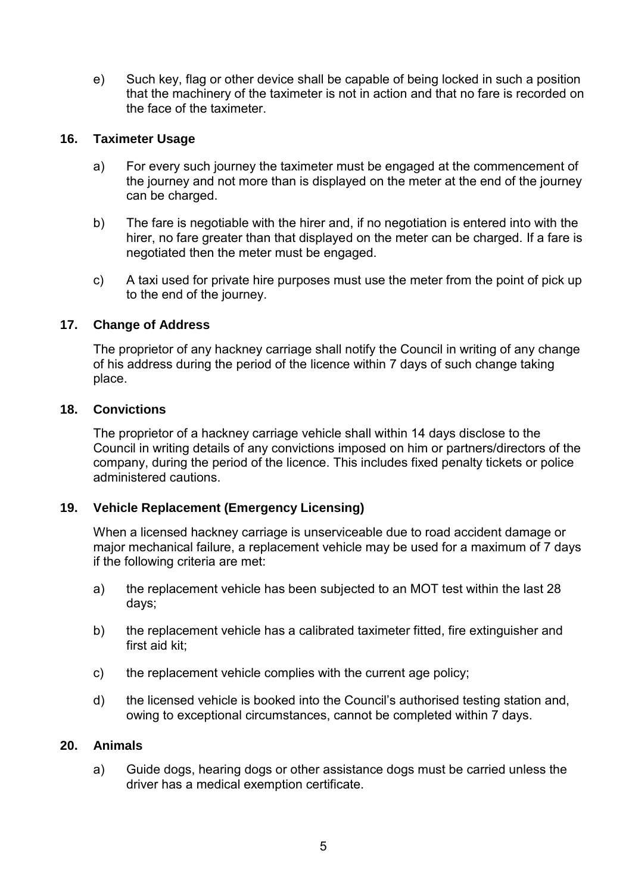e) Such key, flag or other device shall be capable of being locked in such a position that the machinery of the taximeter is not in action and that no fare is recorded on the face of the taximeter.

### 16. Taximeter Usage

a) For every such journey the taximeter must be engaged at the commencement of the journey and not more than is displayed on the meter at the end of the journey can be charged.

b) The fare is negotiable with the hirer and, if no negotiation is entered into with the hirer, no fare greater than that displayed on the meter can be charged. If a fare is negotiated then the meter must be engaged.

c) A taxi used for private hire purposes must use the meter from the point of pick up to the end of the journey.

### 17. Change of Address

The proprietor of any hackney carriage shall notify the Council in writing of any change of his address during the period of the licence within 7 days of such change taking place.

### 18. Convictions

The proprietor of a hackney carriage vehicle shall within 14 days disclose to the Council in writing details of any convictions imposed on him or partners/directors of the company, during the period of the licence. This includes fixed penalty tickets or police administered cautions.

### 19. Vehicle Replacement (Emergency Licensing)

When a licensed hackney carriage is unserviceable due to road accident damage or major mechanical failure, a replacement vehicle may be used for a maximum of 7 days if the following criteria are met:

a) the replacement vehicle has been subjected to an MOT test within the last 28 days;

b) the replacement vehicle has a calibrated taximeter fitted, fire extinguisher and first aid kit;

c) the replacement vehicle complies with the current age policy;

d) the licensed vehicle is booked into the Council's authorised testing station and, owing to exceptional circumstances, cannot be completed within 7 days.

### 20. Animals

a) Guide dogs, hearing dogs or other assistance dogs must be carried unless the driver has a medical exemption certificate.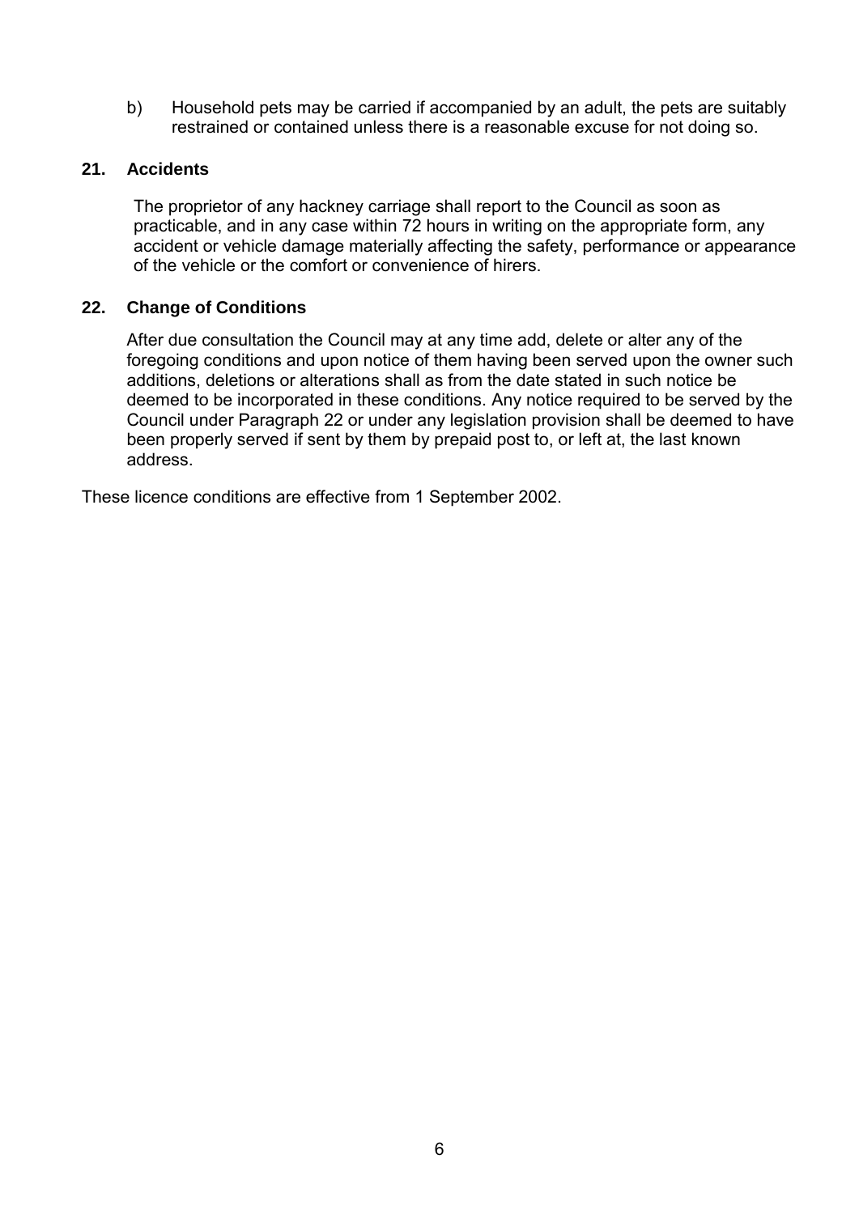b) Household pets may be carried if accompanied by an adult, the pets are suitably restrained or contained unless there is a reasonable excuse for not doing so.

## 21. Accidents

The proprietor of any hackney carriage shall report to the Council as soon as practicable, and in any case within 72 hours in writing on the appropriate form, any accident or vehicle damage materially affecting the safety, performance or appearance of the vehicle or the comfort or convenience of hirers.

## 22. Change of Conditions

After due consultation the Council may at any time add, delete or alter any of the foregoing conditions and upon notice of them having been served upon the owner such additions, deletions or alterations shall as from the date stated in such notice be deemed to be incorporated in these conditions. Any notice required to be served by the Council under Paragraph 22 or under any legislation provision shall be deemed to have been properly served if sent by them by prepaid post to, or left at, the last known address.

These licence conditions are effective from 1 September 2002.